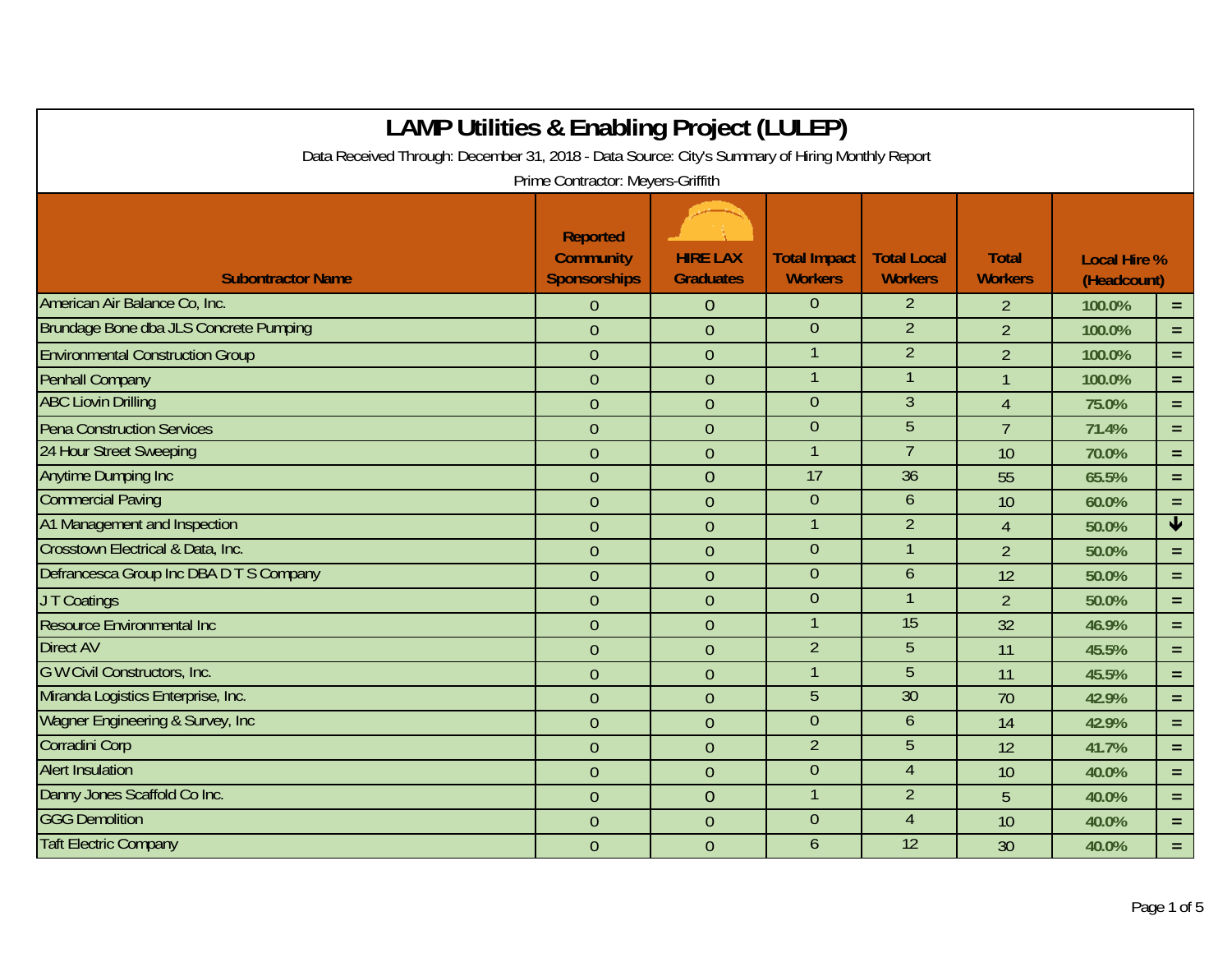# LAMP Utilities & Enabling Project (LULEP)

Data Received Through: December 31, 2018 - Data Source: City's Summary of Hiring Monthly Report

Prime Contractor: Meyers-Griffith

| Subontractor Name | Reported Community Sponsorships | HIRE LAX Graduates | Total Impact Workers | Total Local Workers | Total Workers | Local Hire % (Headcount) | |
|---|---|---|---|---|---|---|---|
| American Air Balance Co, Inc. | 0 | 0 | 0 | 2 | 2 | 100.0% | = |
| Brundage Bone dba JLS Concrete Pumping | 0 | 0 | 0 | 2 | 2 | 100.0% | = |
| Environmental Construction Group | 0 | 0 | 1 | 2 | 2 | 100.0% | = |
| Penhall Company | 0 | 0 | 1 | 1 | 1 | 100.0% | = |
| ABC Liovin Drilling | 0 | 0 | 0 | 3 | 4 | 75.0% | = |
| Pena Construction Services | 0 | 0 | 0 | 5 | 7 | 71.4% | = |
| 24 Hour Street Sweeping | 0 | 0 | 1 | 7 | 10 | 70.0% | = |
| Anytime Dumping Inc | 0 | 0 | 17 | 36 | 55 | 65.5% | = |
| Commercial Paving | 0 | 0 | 0 | 6 | 10 | 60.0% | = |
| A1 Management and Inspection | 0 | 0 | 1 | 2 | 4 | 50.0% | ↓ |
| Crosstown Electrical & Data, Inc. | 0 | 0 | 0 | 1 | 2 | 50.0% | = |
| Defrancesca Group Inc DBA D T S Company | 0 | 0 | 0 | 6 | 12 | 50.0% | = |
| J T Coatings | 0 | 0 | 0 | 1 | 2 | 50.0% | = |
| Resource Environmental Inc | 0 | 0 | 1 | 15 | 32 | 46.9% | = |
| Direct AV | 0 | 0 | 2 | 5 | 11 | 45.5% | = |
| G W Civil Constructors, Inc. | 0 | 0 | 1 | 5 | 11 | 45.5% | = |
| Miranda Logistics Enterprise, Inc. | 0 | 0 | 5 | 30 | 70 | 42.9% | = |
| Wagner Engineering & Survey, Inc | 0 | 0 | 0 | 6 | 14 | 42.9% | = |
| Corradini Corp | 0 | 0 | 2 | 5 | 12 | 41.7% | = |
| Alert Insulation | 0 | 0 | 0 | 4 | 10 | 40.0% | = |
| Danny Jones Scaffold Co Inc. | 0 | 0 | 1 | 2 | 5 | 40.0% | = |
| GGG Demolition | 0 | 0 | 0 | 4 | 10 | 40.0% | = |
| Taft Electric Company | 0 | 0 | 6 | 12 | 30 | 40.0% | = |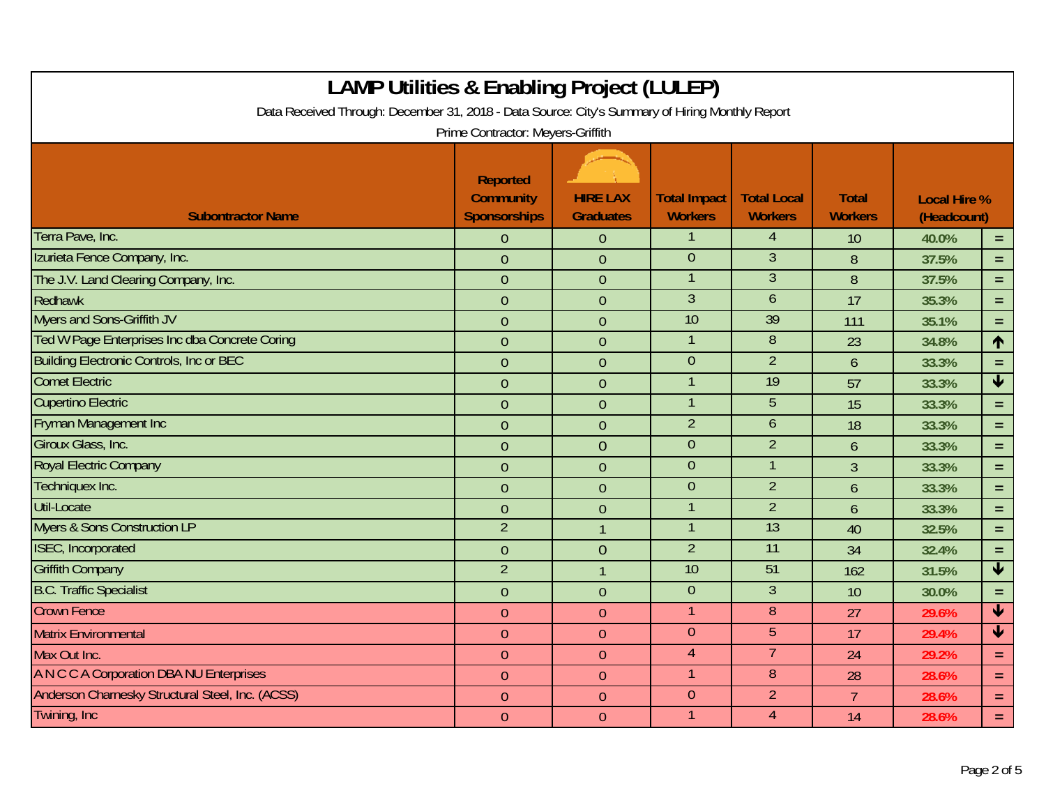# LAMP Utilities & Enabling Project (LULEP)

Data Received Through: December 31, 2018 - Data Source: City's Summary of Hiring Monthly Report

Prime Contractor: Meyers-Griffith

| Subontractor Name | Reported Community Sponsorships | HIRE LAX Graduates | Total Impact Workers | Total Local Workers | Total Workers | Local Hire % (Headcount) | |
|---|---|---|---|---|---|---|---|
| Terra Pave, Inc. | 0 | 0 | 1 | 4 | 10 | 40.0% | = |
| Izurieta Fence Company, Inc. | 0 | 0 | 0 | 3 | 8 | 37.5% | = |
| The J.V. Land Clearing Company, Inc. | 0 | 0 | 1 | 3 | 8 | 37.5% | = |
| Redhawk | 0 | 0 | 3 | 6 | 17 | 35.3% | = |
| Myers and Sons-Griffith JV | 0 | 0 | 10 | 39 | 111 | 35.1% | = |
| Ted W Page Enterprises Inc dba Concrete Coring | 0 | 0 | 1 | 8 | 23 | 34.8% | ↑ |
| Building Electronic Controls, Inc or BEC | 0 | 0 | 0 | 2 | 6 | 33.3% | = |
| Comet Electric | 0 | 0 | 1 | 19 | 57 | 33.3% | ↓ |
| Cupertino Electric | 0 | 0 | 1 | 5 | 15 | 33.3% | = |
| Fryman Management Inc | 0 | 0 | 2 | 6 | 18 | 33.3% | = |
| Giroux Glass, Inc. | 0 | 0 | 0 | 2 | 6 | 33.3% | = |
| Royal Electric Company | 0 | 0 | 0 | 1 | 3 | 33.3% | = |
| Techniquex Inc. | 0 | 0 | 0 | 2 | 6 | 33.3% | = |
| Util-Locate | 0 | 0 | 1 | 2 | 6 | 33.3% | = |
| Myers & Sons Construction LP | 2 | 1 | 1 | 13 | 40 | 32.5% | = |
| ISEC, Incorporated | 0 | 0 | 2 | 11 | 34 | 32.4% | = |
| Griffith Company | 2 | 1 | 10 | 51 | 162 | 31.5% | ↓ |
| B.C. Traffic Specialist | 0 | 0 | 0 | 3 | 10 | 30.0% | = |
| Crown Fence | 0 | 0 | 1 | 8 | 27 | 29.6% | ↓ |
| Matrix Environmental | 0 | 0 | 0 | 5 | 17 | 29.4% | ↓ |
| Max Out Inc. | 0 | 0 | 4 | 7 | 24 | 29.2% | = |
| A N C C A Corporation DBA NU Enterprises | 0 | 0 | 1 | 8 | 28 | 28.6% | = |
| Anderson Charnesky Structural Steel, Inc. (ACSS) | 0 | 0 | 0 | 2 | 7 | 28.6% | = |
| Twining, Inc | 0 | 0 | 1 | 4 | 14 | 28.6% | = |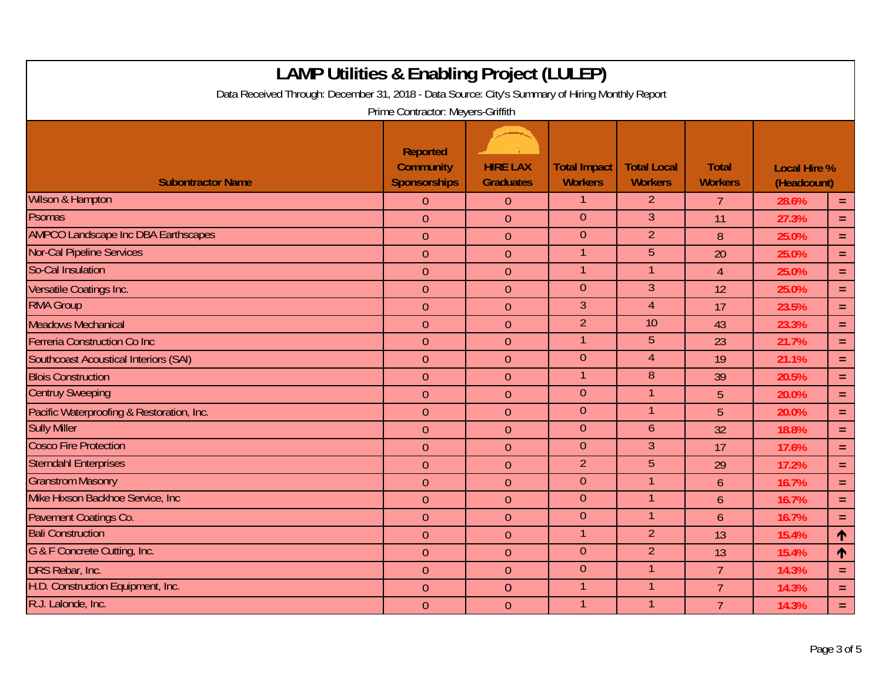# LAMP Utilities & Enabling Project (LULEP)

Data Received Through: December 31, 2018 - Data Source: City's Summary of Hiring Monthly Report

Prime Contractor: Meyers-Griffith

| Subcontractor Name | Reported Community Sponsorships | HIRE LAX Graduates | Total Impact Workers | Total Local Workers | Total Workers | Local Hire % (Headcount) | |
|---|---|---|---|---|---|---|---|
| Wilson & Hampton | 0 | 0 | 1 | 2 | 7 | 28.6% | = |
| Psomas | 0 | 0 | 0 | 3 | 11 | 27.3% | = |
| AMPCO Landscape Inc DBA Earthscapes | 0 | 0 | 0 | 2 | 8 | 25.0% | = |
| Nor-Cal Pipeline Services | 0 | 0 | 1 | 5 | 20 | 25.0% | = |
| So-Cal Insulation | 0 | 0 | 1 | 1 | 4 | 25.0% | = |
| Versatile Coatings Inc. | 0 | 0 | 0 | 3 | 12 | 25.0% | = |
| RMA Group | 0 | 0 | 3 | 4 | 17 | 23.5% | = |
| Meadows Mechanical | 0 | 0 | 2 | 10 | 43 | 23.3% | = |
| Ferreria Construction Co Inc | 0 | 0 | 1 | 5 | 23 | 21.7% | = |
| Southcoast Acoustical Interiors (SAI) | 0 | 0 | 0 | 4 | 19 | 21.1% | = |
| Blois Construction | 0 | 0 | 1 | 8 | 39 | 20.5% | = |
| Centruy Sweeping | 0 | 0 | 0 | 1 | 5 | 20.0% | = |
| Pacific Waterproofing & Restoration, Inc. | 0 | 0 | 0 | 1 | 5 | 20.0% | = |
| Sully Miller | 0 | 0 | 0 | 6 | 32 | 18.8% | = |
| Cosco Fire Protection | 0 | 0 | 0 | 3 | 17 | 17.6% | = |
| Sterndahl Enterprises | 0 | 0 | 2 | 5 | 29 | 17.2% | = |
| Granstrom Masonry | 0 | 0 | 0 | 1 | 6 | 16.7% | = |
| Mike Hixson Backhoe Service, Inc | 0 | 0 | 0 | 1 | 6 | 16.7% | = |
| Pavement Coatings Co. | 0 | 0 | 0 | 1 | 6 | 16.7% | = |
| Bali Construction | 0 | 0 | 1 | 2 | 13 | 15.4% | ↑ |
| G & F Concrete Cutting, Inc. | 0 | 0 | 0 | 2 | 13 | 15.4% | ↑ |
| DRS Rebar, Inc. | 0 | 0 | 0 | 1 | 7 | 14.3% | = |
| H.D. Construction Equipment, Inc. | 0 | 0 | 1 | 1 | 7 | 14.3% | = |
| R.J. Lalonde, Inc. | 0 | 0 | 1 | 1 | 7 | 14.3% | = |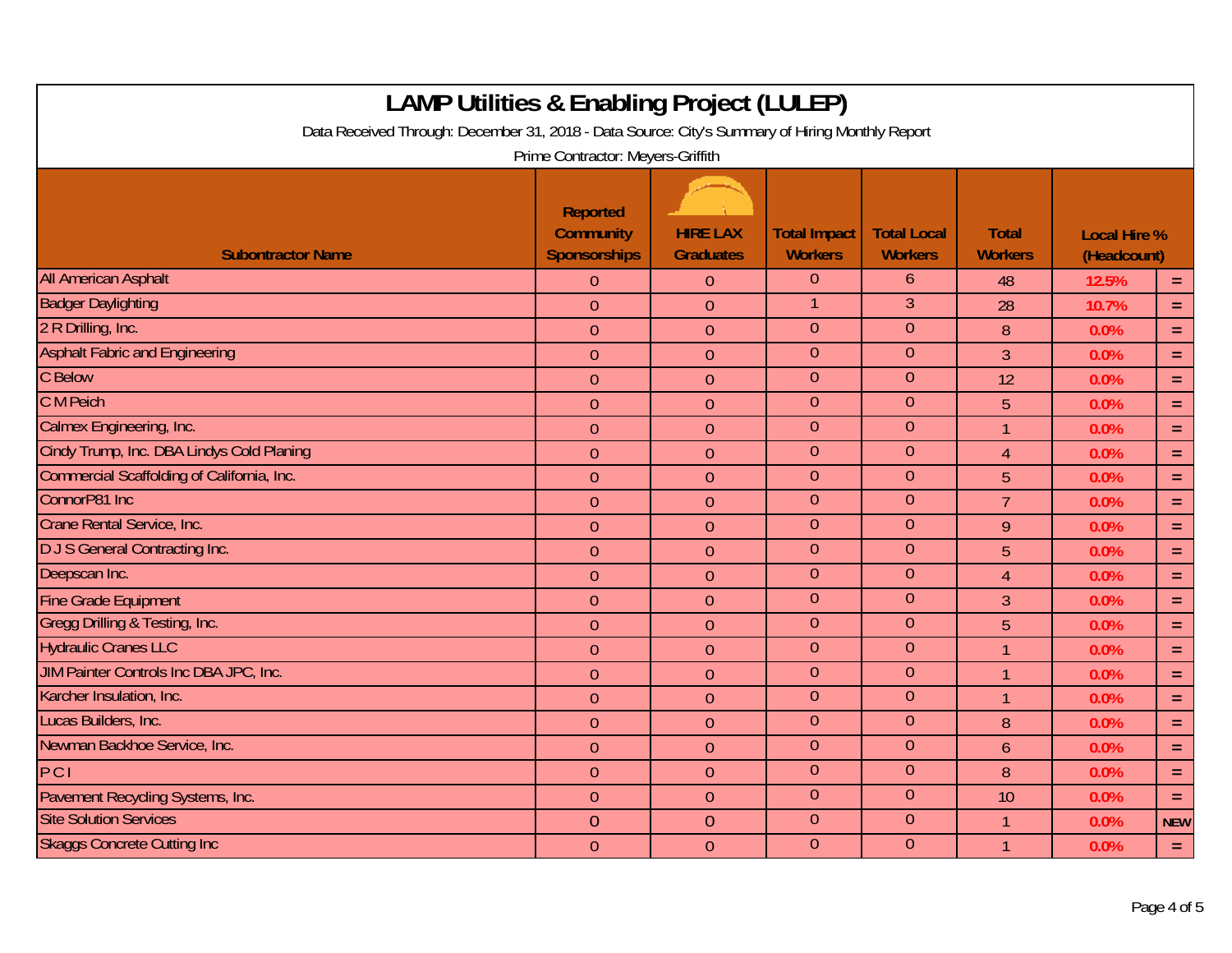# LAMP Utilities & Enabling Project (LULEP)

Data Received Through: December 31, 2018 - Data Source: City's Summary of Hiring Monthly Report

Prime Contractor: Meyers-Griffith

| Subontractor Name | Reported Community Sponsorships | HIRE LAX Graduates | Total Impact Workers | Total Local Workers | Total Workers | Local Hire % (Headcount) | |
|---|---|---|---|---|---|---|---|
| All American Asphalt | 0 | 0 | 0 | 6 | 48 | 12.5% | = |
| Badger Daylighting | 0 | 0 | 1 | 3 | 28 | 10.7% | = |
| 2 R Drilling, Inc. | 0 | 0 | 0 | 0 | 8 | 0.0% | = |
| Asphalt Fabric and Engineering | 0 | 0 | 0 | 0 | 3 | 0.0% | = |
| C Below | 0 | 0 | 0 | 0 | 12 | 0.0% | = |
| C M Peich | 0 | 0 | 0 | 0 | 5 | 0.0% | = |
| Calmex Engineering, Inc. | 0 | 0 | 0 | 0 | 1 | 0.0% | = |
| Cindy Trump, Inc. DBA Lindys Cold Planing | 0 | 0 | 0 | 0 | 4 | 0.0% | = |
| Commercial Scaffolding of California, Inc. | 0 | 0 | 0 | 0 | 5 | 0.0% | = |
| ConnorP81 Inc | 0 | 0 | 0 | 0 | 7 | 0.0% | = |
| Crane Rental Service, Inc. | 0 | 0 | 0 | 0 | 9 | 0.0% | = |
| D J S General Contracting Inc. | 0 | 0 | 0 | 0 | 5 | 0.0% | = |
| Deepscan Inc. | 0 | 0 | 0 | 0 | 4 | 0.0% | = |
| Fine Grade Equipment | 0 | 0 | 0 | 0 | 3 | 0.0% | = |
| Gregg Drilling & Testing, Inc. | 0 | 0 | 0 | 0 | 5 | 0.0% | = |
| Hydraulic Cranes LLC | 0 | 0 | 0 | 0 | 1 | 0.0% | = |
| JIM Painter Controls Inc DBA JPC, Inc. | 0 | 0 | 0 | 0 | 1 | 0.0% | = |
| Karcher Insulation, Inc. | 0 | 0 | 0 | 0 | 1 | 0.0% | = |
| Lucas Builders, Inc. | 0 | 0 | 0 | 0 | 8 | 0.0% | = |
| Newman Backhoe Service, Inc. | 0 | 0 | 0 | 0 | 6 | 0.0% | = |
| P C I | 0 | 0 | 0 | 0 | 8 | 0.0% | = |
| Pavement Recycling Systems, Inc. | 0 | 0 | 0 | 0 | 10 | 0.0% | = |
| Site Solution Services | 0 | 0 | 0 | 0 | 1 | 0.0% | NEW |
| Skaggs Concrete Cutting Inc | 0 | 0 | 0 | 0 | 1 | 0.0% | = |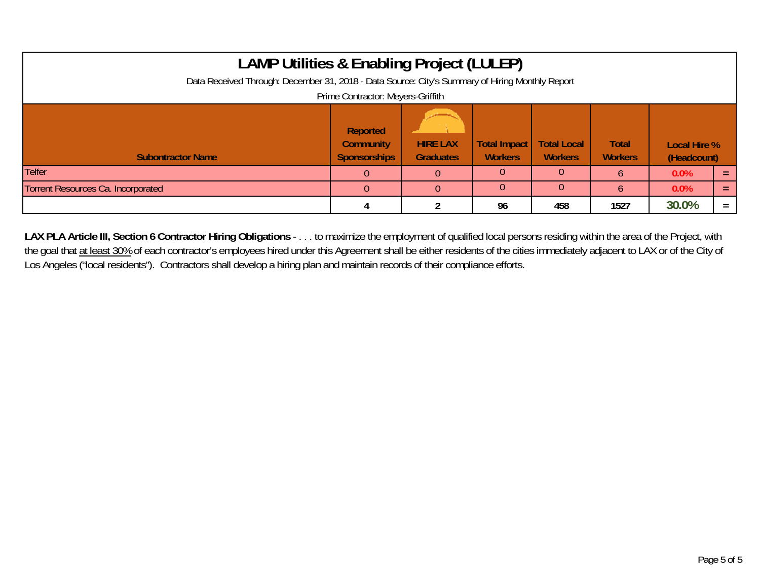## LAMP Utilities & Enabling Project (LULEP)

Data Received Through: December 31, 2018 - Data Source: City's Summary of Hiring Monthly Report

Prime Contractor: Meyers-Griffith

| Subontractor Name | Reported Community Sponsorships | HIRE LAX Graduates | Total Impact Workers | Total Local Workers | Total Workers | Local Hire % (Headcount) | |
|---|---|---|---|---|---|---|---|
| Telfer | 0 | 0 | 0 | 0 | 6 | 0.0% | = |
| Torrent Resources Ca. Incorporated | 0 | 0 | 0 | 0 | 6 | 0.0% | = |
| | 4 | 2 | 96 | 458 | 1527 | 30.0% | = |

**LAX PLA Article III, Section 6 Contractor Hiring Obligations** - . . . to maximize the employment of qualified local persons residing within the area of the Project, with the goal that at least 30% of each contractor's employees hired under this Agreement shall be either residents of the cities immediately adjacent to LAX or of the City of Los Angeles ("local residents"). Contractors shall develop a hiring plan and maintain records of their compliance efforts.